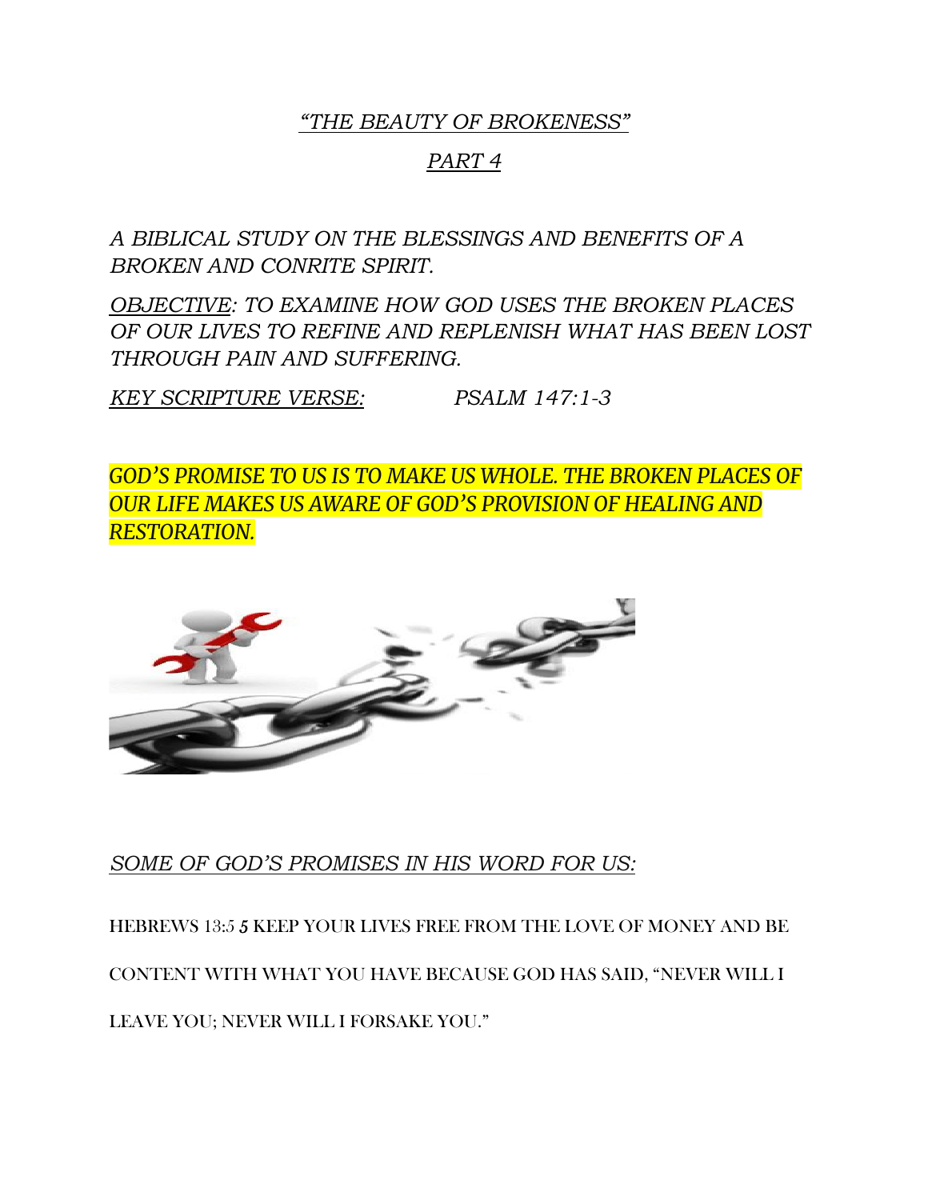*"THE BEAUTY OF BROKENESS"*

*PART 4*

*A BIBLICAL STUDY ON THE BLESSINGS AND BENEFITS OF A BROKEN AND CONRITE SPIRIT.*

*OBJECTIVE: TO EXAMINE HOW GOD USES THE BROKEN PLACES OF OUR LIVES TO REFINE AND REPLENISH WHAT HAS BEEN LOST THROUGH PAIN AND SUFFERING.*

*KEY SCRIPTURE VERSE: PSALM 147:1-3*

*GOD'S PROMISE TO US IS TO MAKE US WHOLE. THE BROKEN PLACES OF OUR LIFE MAKES US AWARE OF GOD'S PROVISION OF HEALING AND RESTORATION.*

*SOME OF GOD'S PROMISES IN HIS WORD FOR US:*

HEBREWS 13:5 5 KEEP YOUR LIVES FREE FROM THE LOVE OF MONEY AND BE CONTENT WITH WHAT YOU HAVE BECAUSE GOD HAS SAID, "NEVER WILL I LEAVE YOU; NEVER WILL I FORSAKE YOU."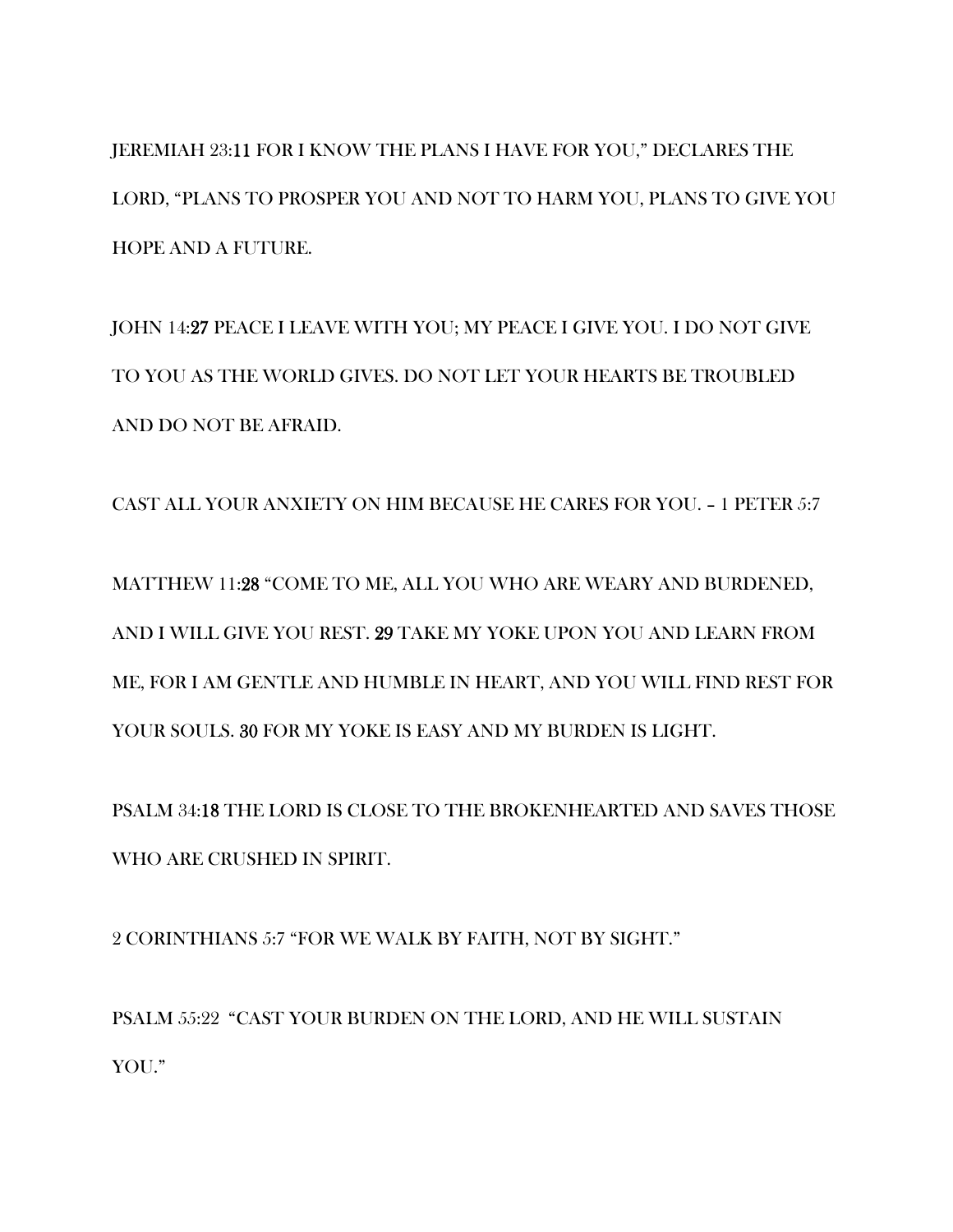JEREMIAH 23:11 FOR I KNOW THE PLANS I HAVE FOR YOU," DECLARES THE LORD, "PLANS TO PROSPER YOU AND NOT TO HARM YOU, PLANS TO GIVE YOU HOPE AND A FUTURE.

JOHN 14:27 PEACE I LEAVE WITH YOU; MY PEACE I GIVE YOU. I DO NOT GIVE TO YOU AS THE WORLD GIVES. DO NOT LET YOUR HEARTS BE TROUBLED AND DO NOT BE AFRAID.

CAST ALL YOUR ANXIETY ON HIM BECAUSE HE CARES FOR YOU. – 1 PETER 5:7

MATTHEW 11:28 "COME TO ME, ALL YOU WHO ARE WEARY AND BURDENED, AND I WILL GIVE YOU REST. 29 TAKE MY YOKE UPON YOU AND LEARN FROM ME, FOR I AM GENTLE AND HUMBLE IN HEART, AND YOU WILL FIND REST FOR YOUR SOULS. 30 FOR MY YOKE IS EASY AND MY BURDEN IS LIGHT.

PSALM 34:18 THE LORD IS CLOSE TO THE BROKENHEARTED AND SAVES THOSE WHO ARE CRUSHED IN SPIRIT.

2 CORINTHIANS 5:7 "FOR WE WALK BY FAITH, NOT BY SIGHT."

PSALM 55:22 "CAST YOUR BURDEN ON THE LORD, AND HE WILL SUSTAIN YOU."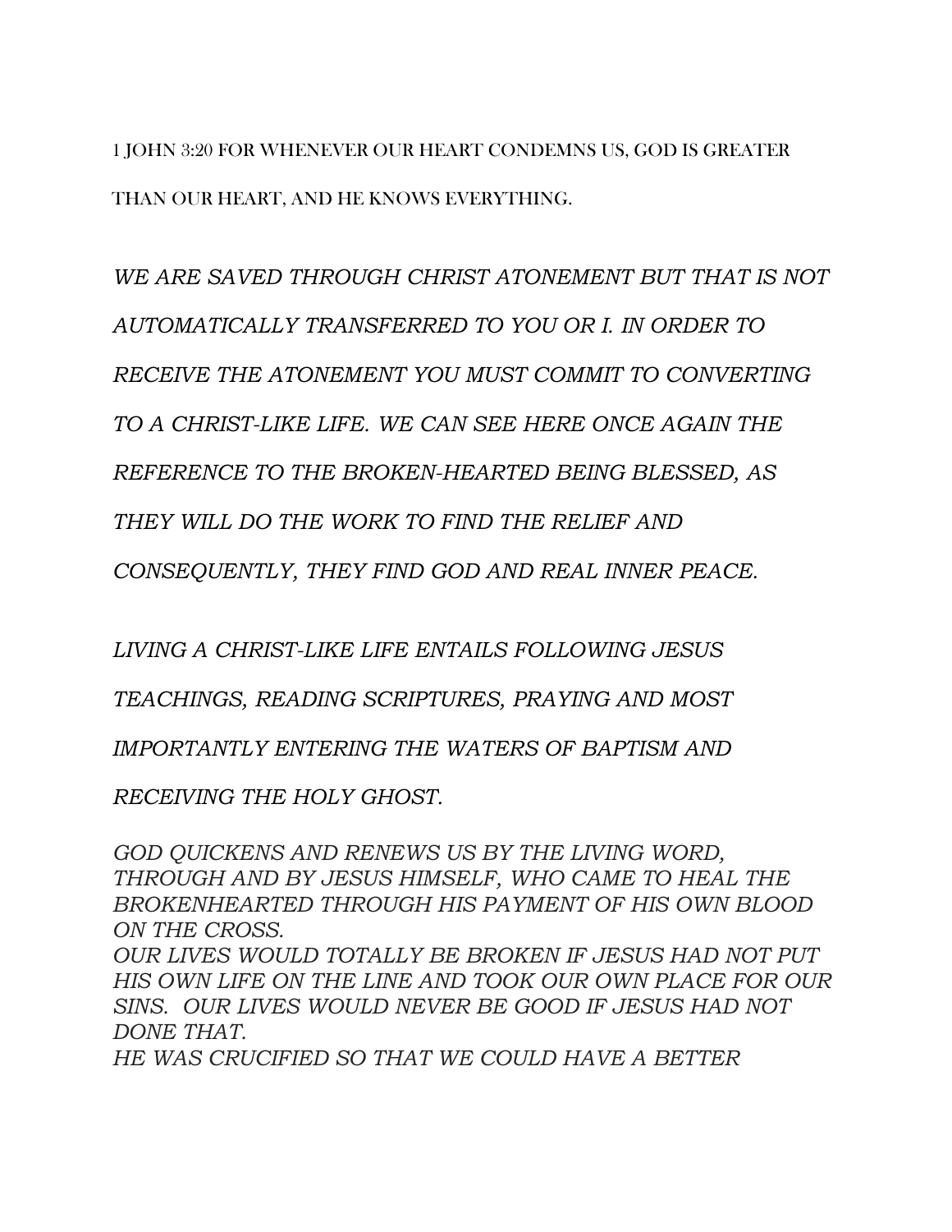1 JOHN 3:20 FOR WHENEVER OUR HEART CONDEMNS US, GOD IS GREATER THAN OUR HEART, AND HE KNOWS EVERYTHING.

*WE ARE SAVED THROUGH CHRIST ATONEMENT BUT THAT IS NOT AUTOMATICALLY TRANSFERRED TO YOU OR I. IN ORDER TO RECEIVE THE ATONEMENT YOU MUST COMMIT TO CONVERTING TO A CHRIST-LIKE LIFE. WE CAN SEE HERE ONCE AGAIN THE REFERENCE TO THE BROKEN-HEARTED BEING BLESSED, AS THEY WILL DO THE WORK TO FIND THE RELIEF AND CONSEQUENTLY, THEY FIND GOD AND REAL INNER PEACE.*

*LIVING A CHRIST-LIKE LIFE ENTAILS FOLLOWING JESUS TEACHINGS, READING SCRIPTURES, PRAYING AND MOST IMPORTANTLY ENTERING THE WATERS OF BAPTISM AND RECEIVING THE HOLY GHOST.*

*GOD QUICKENS AND RENEWS US BY THE LIVING WORD, THROUGH AND BY JESUS HIMSELF, WHO CAME TO HEAL THE BROKENHEARTED THROUGH HIS PAYMENT OF HIS OWN BLOOD ON THE CROSS.*
*OUR LIVES WOULD TOTALLY BE BROKEN IF JESUS HAD NOT PUT HIS OWN LIFE ON THE LINE AND TOOK OUR OWN PLACE FOR OUR SINS. OUR LIVES WOULD NEVER BE GOOD IF JESUS HAD NOT DONE THAT.*
*HE WAS CRUCIFIED SO THAT WE COULD HAVE A BETTER*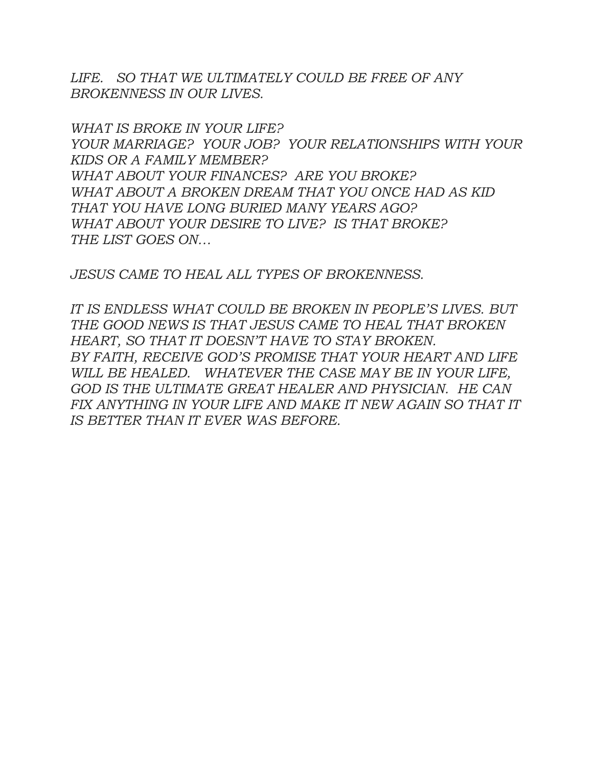*LIFE. SO THAT WE ULTIMATELY COULD BE FREE OF ANY BROKENNESS IN OUR LIVES.*

*WHAT IS BROKE IN YOUR LIFE?*
*YOUR MARRIAGE? YOUR JOB? YOUR RELATIONSHIPS WITH YOUR KIDS OR A FAMILY MEMBER?*
*WHAT ABOUT YOUR FINANCES? ARE YOU BROKE?*
*WHAT ABOUT A BROKEN DREAM THAT YOU ONCE HAD AS KID THAT YOU HAVE LONG BURIED MANY YEARS AGO?*
*WHAT ABOUT YOUR DESIRE TO LIVE? IS THAT BROKE?*
*THE LIST GOES ON…*

*JESUS CAME TO HEAL ALL TYPES OF BROKENNESS.*

*IT IS ENDLESS WHAT COULD BE BROKEN IN PEOPLE'S LIVES. BUT THE GOOD NEWS IS THAT JESUS CAME TO HEAL THAT BROKEN HEART, SO THAT IT DOESN'T HAVE TO STAY BROKEN.*
*BY FAITH, RECEIVE GOD'S PROMISE THAT YOUR HEART AND LIFE WILL BE HEALED. WHATEVER THE CASE MAY BE IN YOUR LIFE, GOD IS THE ULTIMATE GREAT HEALER AND PHYSICIAN. HE CAN FIX ANYTHING IN YOUR LIFE AND MAKE IT NEW AGAIN SO THAT IT IS BETTER THAN IT EVER WAS BEFORE.*